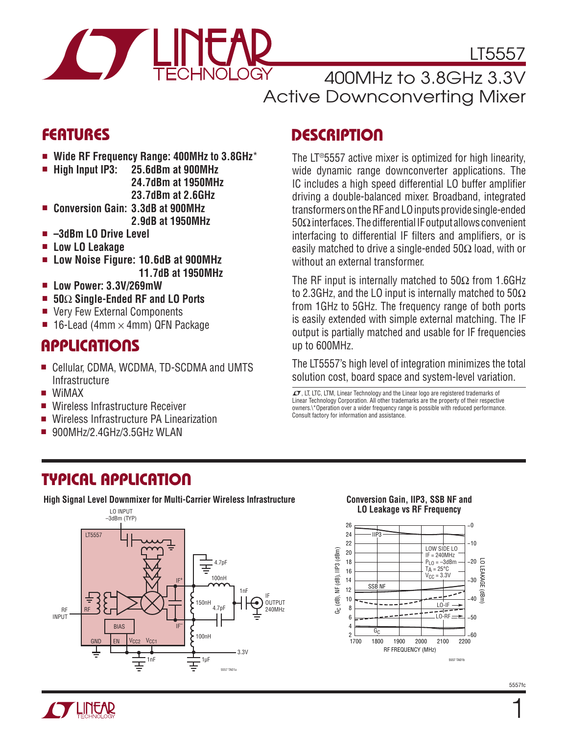# LT5557

## 400MHz to 3.8GHz 3.3V Active Downconverting Mixer

## FEATURES

- **Wide RF Frequency Range: 400MHz to 3.8GHz***
- **High Input IP3: 25.6dBm at 900MHz**
  **24.7dBm at 1950MHz**
  **23.7dBm at 2.6GHz**
- **Conversion Gain: 3.3dB at 900MHz**
  **2.9dB at 1950MHz**
- **–3dBm LO Drive Level**
- **Low LO Leakage**
- **Low Noise Figure: 10.6dB at 900MHz**
  **11.7dB at 1950MHz**
- **Low Power: 3.3V/269mW**
- **50Ω Single-Ended RF and LO Ports**
- Very Few External Components
- 16-Lead (4mm × 4mm) QFN Package

## APPLICATIONS

- Cellular, CDMA, WCDMA, TD-SCDMA and UMTS Infrastructure
- WiMAX
- Wireless Infrastructure Receiver
- Wireless Infrastructure PA Linearization
- 900MHz/2.4GHz/3.5GHz WLAN

## DESCRIPTION

The LT®5557 active mixer is optimized for high linearity, wide dynamic range downconverter applications. The IC includes a high speed differential LO buffer amplifier driving a double-balanced mixer. Broadband, integrated transformers on the RF and LO inputs provide single-ended 50Ω interfaces. The differential IF output allows convenient interfacing to differential IF filters and amplifiers, or is easily matched to drive a single-ended 50Ω load, with or without an external transformer.

The RF input is internally matched to 50Ω from 1.6GHz to 2.3GHz, and the LO input is internally matched to 50Ω from 1GHz to 5GHz. The frequency range of both ports is easily extended with simple external matching. The IF output is partially matched and usable for IF frequencies up to 600MHz.

The LT5557's high level of integration minimizes the total solution cost, board space and system-level variation.

LT, LTC, LTM, Linear Technology and the Linear logo are registered trademarks of Linear Technology Corporation. All other trademarks are the property of their respective owners.
*Operation over a wider frequency range is possible with reduced performance. Consult factory for information and assistance.

## TYPICAL APPLICATION

**High Signal Level Downmixer for Multi-Carrier Wireless Infrastructure**

**Conversion Gain, IIP3, SSB NF and LO Leakage vs RF Frequency**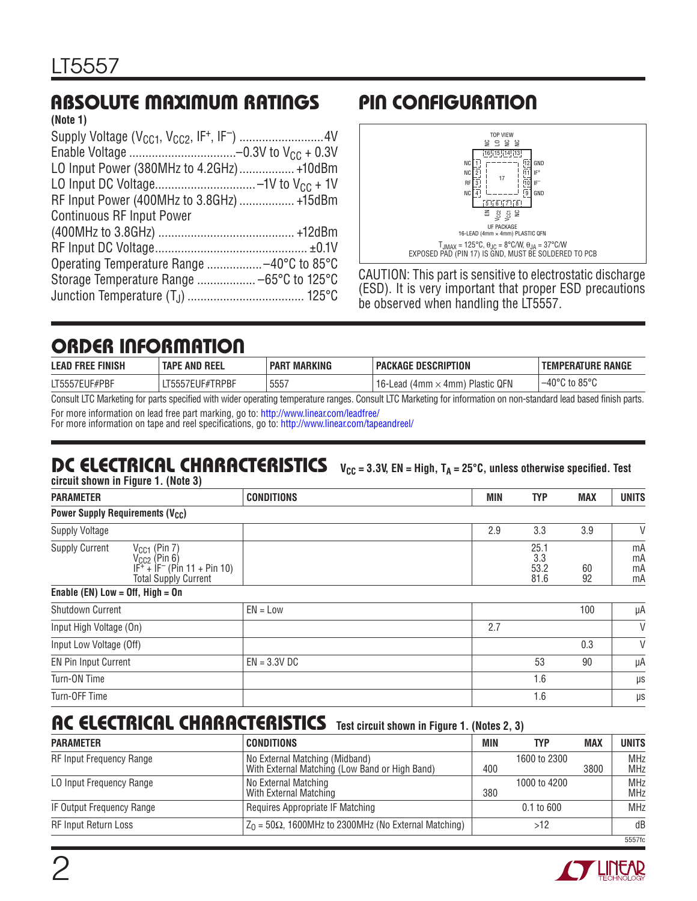## ABSOLUTE MAXIMUM RATINGS

**(Note 1)**

Supply Voltage ($V_{CC1}$, $V_{CC2}$, $IF^+$, $IF^-$) .......................... 4V
Enable Voltage ................................. –0.3V to $V_{CC}$ + 0.3V
LO Input Power (380MHz to 4.2GHz) ................. +10dBm
LO Input DC Voltage ............................... –1V to $V_{CC}$ + 1V
RF Input Power (400MHz to 3.8GHz) ................. +15dBm
Continuous RF Input Power
(400MHz to 3.8GHz) .......................................... +12dBm
RF Input DC Voltage ............................................... ±0.1V
Operating Temperature Range ................. –40°C to 85°C
Storage Temperature Range .................. –65°C to 125°C
Junction Temperature ($T_J$) .................................... 125°C

## PIN CONFIGURATION

TOP VIEW

Pins: 1 NC, 2 NC, 3 RF, 4 NC, 5 EN, 6 $V_{CC2}$, 7 $V_{CC1}$, 8 NC, 9 GND, 10 $IF^-$, 11 $IF^+$, 12 GND, 13 NC, 14 NC, 15 LO, 16 NC, 17 (exposed pad)

UF PACKAGE
16-LEAD (4mm × 4mm) PLASTIC QFN

$T_{JMAX}$ = 125°C, $\theta_{JC}$ = 8°C/W, $\theta_{JA}$ = 37°C/W
EXPOSED PAD (PIN 17) IS GND, MUST BE SOLDERED TO PCB

CAUTION: This part is sensitive to electrostatic discharge (ESD). It is very important that proper ESD precautions be observed when handling the LT5557.

## ORDER INFORMATION

| LEAD FREE FINISH | TAPE AND REEL | PART MARKING | PACKAGE DESCRIPTION | TEMPERATURE RANGE |
|---|---|---|---|---|
| LT5557EUF#PBF | LT5557EUF#TRPBF | 5557 | 16-Lead (4mm × 4mm) Plastic QFN | –40°C to 85°C |

Consult LTC Marketing for parts specified with wider operating temperature ranges. Consult LTC Marketing for information on non-standard lead based finish parts.
For more information on lead free part marking, go to: http://www.linear.com/leadfree/
For more information on tape and reel specifications, go to: http://www.linear.com/tapeandreel/

## DC ELECTRICAL CHARACTERISTICS

$V_{CC}$ = 3.3V, EN = High, $T_A$ = 25°C, unless otherwise specified. Test circuit shown in Figure 1. (Note 3)

| PARAMETER | CONDITIONS | MIN | TYP | MAX | UNITS |
|---|---|---|---|---|---|
| **Power Supply Requirements ($V_{CC}$)** | | | | | |
| Supply Voltage | | 2.9 | 3.3 | 3.9 | V |
| Supply Current: $V_{CC1}$ (Pin 7) | | | 25.1 | | mA |
| $V_{CC2}$ (Pin 6) | | | 3.3 | | mA |
| $IF^+$ + $IF^-$ (Pin 11 + Pin 10) | | | 53.2 | 60 | mA |
| Total Supply Current | | | 81.6 | 92 | mA |
| **Enable (EN) Low = Off, High = On** | | | | | |
| Shutdown Current | EN = Low | | | 100 | µA |
| Input High Voltage (On) | | 2.7 | | | V |
| Input Low Voltage (Off) | | | | 0.3 | V |
| EN Pin Input Current | EN = 3.3V DC | | 53 | 90 | µA |
| Turn-ON Time | | | 1.6 | | µs |
| Turn-OFF Time | | | 1.6 | | µs |

## AC ELECTRICAL CHARACTERISTICS

Test circuit shown in Figure 1. (Notes 2, 3)

| PARAMETER | CONDITIONS | MIN | TYP | MAX | UNITS |
|---|---|---|---|---|---|
| RF Input Frequency Range | No External Matching (Midband) | | 1600 to 2300 | | MHz |
| | With External Matching (Low Band or High Band) | 400 | | 3800 | MHz |
| LO Input Frequency Range | No External Matching | | 1000 to 4200 | | MHz |
| | With External Matching | 380 | | | MHz |
| IF Output Frequency Range | Requires Appropriate IF Matching | | 0.1 to 600 | | MHz |
| RF Input Return Loss | $Z_0$ = 50Ω, 1600MHz to 2300MHz (No External Matching) | | >12 | | dB |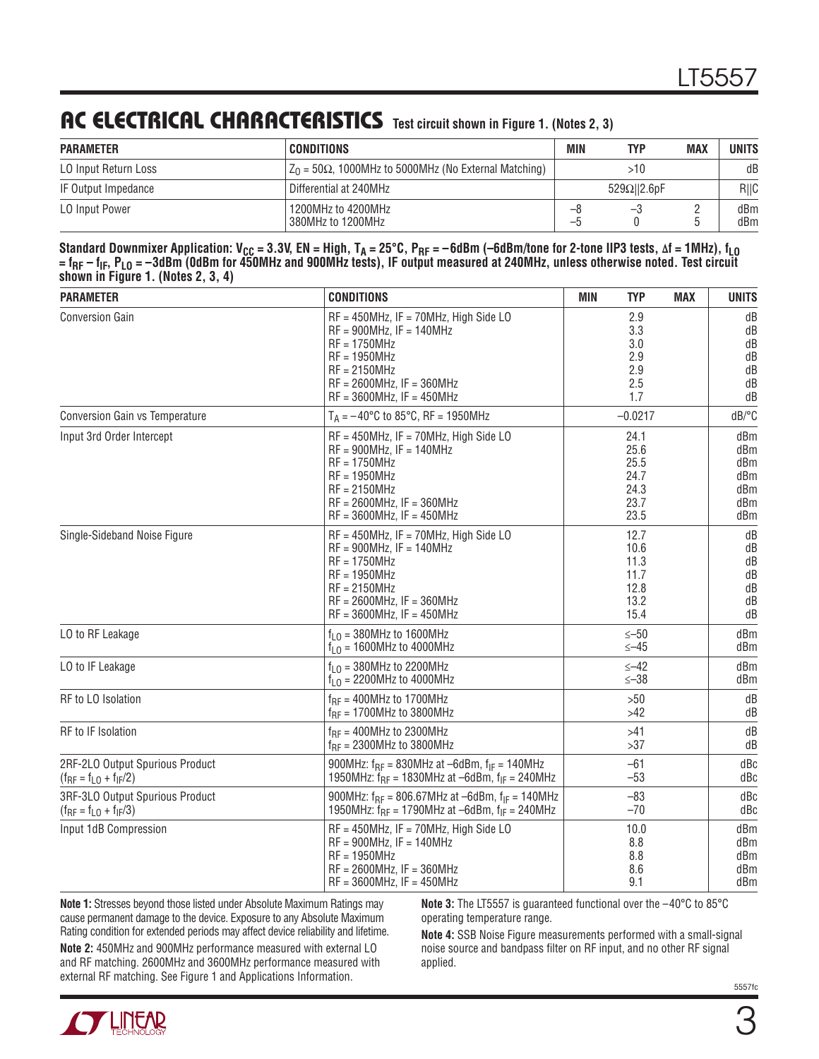## AC ELECTRICAL CHARACTERISTICS

Test circuit shown in Figure 1. (Notes 2, 3)

| PARAMETER | CONDITIONS | MIN | TYP | MAX | UNITS |
|---|---|---|---|---|---|
| LO Input Return Loss | $Z_O$ = 50Ω, 1000MHz to 5000MHz (No External Matching) | | >10 | | dB |
| IF Output Impedance | Differential at 240MHz | | 529Ω‖2.6pF | | R‖C |
| LO Input Power | 1200MHz to 4200MHz<br>380MHz to 1200MHz | –8<br>–5 | –3<br>0 | 2<br>5 | dBm<br>dBm |

**Standard Downmixer Application: $V_{CC}$ = 3.3V, EN = High, $T_A$ = 25°C, $P_{RF}$ = –6dBm (–6dBm/tone for 2-tone IIP3 tests, Δf = 1MHz), $f_{LO}$ = $f_{RF}$ – $f_{IF}$, $P_{LO}$ = –3dBm (0dBm for 450MHz and 900MHz tests), IF output measured at 240MHz, unless otherwise noted. Test circuit shown in Figure 1. (Notes 2, 3, 4)**

| PARAMETER | CONDITIONS | MIN | TYP | MAX | UNITS |
|---|---|---|---|---|---|
| Conversion Gain | RF = 450MHz, IF = 70MHz, High Side LO<br>RF = 900MHz, IF = 140MHz<br>RF = 1750MHz<br>RF = 1950MHz<br>RF = 2150MHz<br>RF = 2600MHz, IF = 360MHz<br>RF = 3600MHz, IF = 450MHz | | 2.9<br>3.3<br>3.0<br>2.9<br>2.9<br>2.5<br>1.7 | | dB<br>dB<br>dB<br>dB<br>dB<br>dB<br>dB |
| Conversion Gain vs Temperature | $T_A$ = –40°C to 85°C, RF = 1950MHz | | –0.0217 | | dB/°C |
| Input 3rd Order Intercept | RF = 450MHz, IF = 70MHz, High Side LO<br>RF = 900MHz, IF = 140MHz<br>RF = 1750MHz<br>RF = 1950MHz<br>RF = 2150MHz<br>RF = 2600MHz, IF = 360MHz<br>RF = 3600MHz, IF = 450MHz | | 24.1<br>25.6<br>25.5<br>24.7<br>24.3<br>23.7<br>23.5 | | dBm<br>dBm<br>dBm<br>dBm<br>dBm<br>dBm<br>dBm |
| Single-Sideband Noise Figure | RF = 450MHz, IF = 70MHz, High Side LO<br>RF = 900MHz, IF = 140MHz<br>RF = 1750MHz<br>RF = 1950MHz<br>RF = 2150MHz<br>RF = 2600MHz, IF = 360MHz<br>RF = 3600MHz, IF = 450MHz | | 12.7<br>10.6<br>11.3<br>11.7<br>12.8<br>13.2<br>15.4 | | dB<br>dB<br>dB<br>dB<br>dB<br>dB<br>dB |
| LO to RF Leakage | $f_{LO}$ = 380MHz to 1600MHz<br>$f_{LO}$ = 1600MHz to 4000MHz | | ≤–50<br>≤–45 | | dBm<br>dBm |
| LO to IF Leakage | $f_{LO}$ = 380MHz to 2200MHz<br>$f_{LO}$ = 2200MHz to 4000MHz | | ≤–42<br>≤–38 | | dBm<br>dBm |
| RF to LO Isolation | $f_{RF}$ = 400MHz to 1700MHz<br>$f_{RF}$ = 1700MHz to 3800MHz | | >50<br>>42 | | dB<br>dB |
| RF to IF Isolation | $f_{RF}$ = 400MHz to 2300MHz<br>$f_{RF}$ = 2300MHz to 3800MHz | | >41<br>>37 | | dB<br>dB |
| 2RF-2LO Output Spurious Product ($f_{RF} = f_{LO} + f_{IF}/2$) | 900MHz: $f_{RF}$ = 830MHz at –6dBm, $f_{IF}$ = 140MHz<br>1950MHz: $f_{RF}$ = 1830MHz at –6dBm, $f_{IF}$ = 240MHz | | –61<br>–53 | | dBc<br>dBc |
| 3RF-3LO Output Spurious Product ($f_{RF} = f_{LO} + f_{IF}/3$) | 900MHz: $f_{RF}$ = 806.67MHz at –6dBm, $f_{IF}$ = 140MHz<br>1950MHz: $f_{RF}$ = 1790MHz at –6dBm, $f_{IF}$ = 240MHz | | –83<br>–70 | | dBc<br>dBc |
| Input 1dB Compression | RF = 450MHz, IF = 70MHz, High Side LO<br>RF = 900MHz, IF = 140MHz<br>RF = 1950MHz<br>RF = 2600MHz, IF = 360MHz<br>RF = 3600MHz, IF = 450MHz | | 10.0<br>8.8<br>8.8<br>8.6<br>9.1 | | dBm<br>dBm<br>dBm<br>dBm<br>dBm |

**Note 1:** Stresses beyond those listed under Absolute Maximum Ratings may cause permanent damage to the device. Exposure to any Absolute Maximum Rating condition for extended periods may affect device reliability and lifetime.

**Note 2:** 450MHz and 900MHz performance measured with external LO and RF matching. 2600MHz and 3600MHz performance measured with external RF matching. See Figure 1 and Applications Information.

**Note 3:** The LT5557 is guaranteed functional over the –40°C to 85°C operating temperature range.

**Note 4:** SSB Noise Figure measurements performed with a small-signal noise source and bandpass filter on RF input, and no other RF signal applied.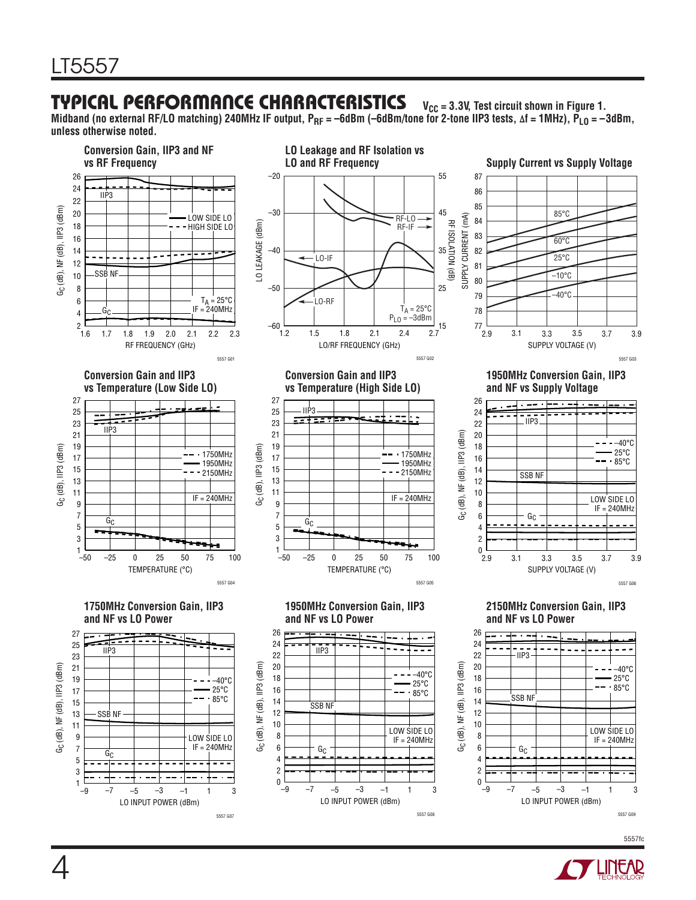## TYPICAL PERFORMANCE CHARACTERISTICS

$V_{CC}$ = 3.3V, Test circuit shown in Figure 1. Midband (no external RF/LO matching) 240MHz IF output, $P_{RF}$ = –6dBm (–6dBm/tone for 2-tone IIP3 tests, Δf = 1MHz), $P_{LO}$ = –3dBm, unless otherwise noted.

**Conversion Gain, IIP3 and NF vs RF Frequency**

5557 G01

**LO Leakage and RF Isolation vs LO and RF Frequency**

5557 G02

**Supply Current vs Supply Voltage**

5557 G03

**Conversion Gain and IIP3 vs Temperature (Low Side LO)**

5557 G04

**Conversion Gain and IIP3 vs Temperature (High Side LO)**

5557 G05

**1950MHz Conversion Gain, IIP3 and NF vs Supply Voltage**

5557 G06

**1750MHz Conversion Gain, IIP3 and NF vs LO Power**

5557 G07

**1950MHz Conversion Gain, IIP3 and NF vs LO Power**

5557 G08

**2150MHz Conversion Gain, IIP3 and NF vs LO Power**

5557 G09

5557fc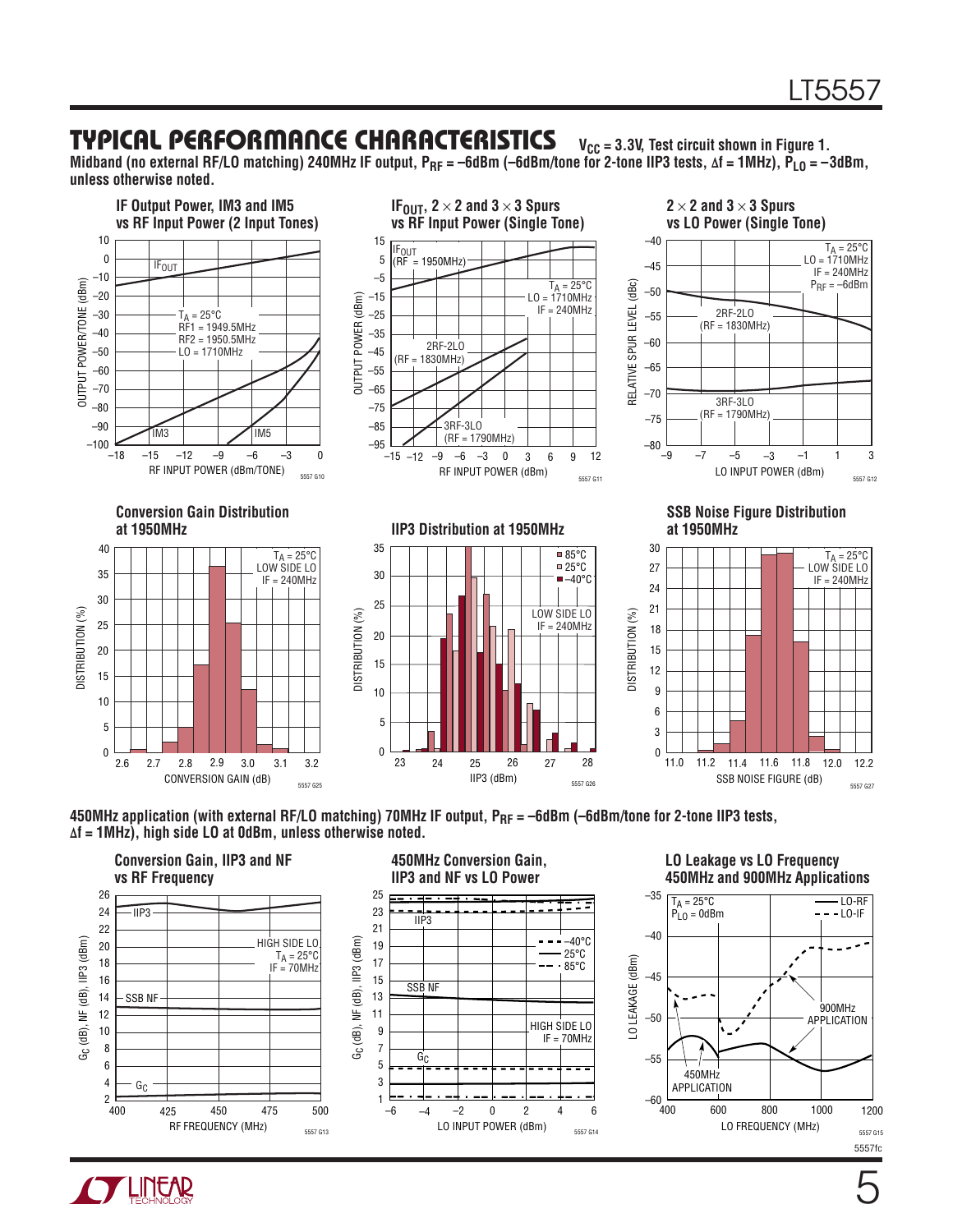## TYPICAL PERFORMANCE CHARACTERISTICS

$V_{CC}$ = 3.3V, Test circuit shown in Figure 1.

Midband (no external RF/LO matching) 240MHz IF output, $P_{RF}$ = –6dBm (–6dBm/tone for 2-tone IIP3 tests, Δf = 1MHz), $P_{LO}$ = –3dBm, unless otherwise noted.

**IF Output Power, IM3 and IM5 vs RF Input Power (2 Input Tones)**

**$IF_{OUT}$, 2 × 2 and 3 × 3 Spurs vs RF Input Power (Single Tone)**

**2 × 2 and 3 × 3 Spurs vs LO Power (Single Tone)**

**Conversion Gain Distribution at 1950MHz**

**IIP3 Distribution at 1950MHz**

**SSB Noise Figure Distribution at 1950MHz**

450MHz application (with external RF/LO matching) 70MHz IF output, $P_{RF}$ = –6dBm (–6dBm/tone for 2-tone IIP3 tests, Δf = 1MHz), high side LO at 0dBm, unless otherwise noted.

**Conversion Gain, IIP3 and NF vs RF Frequency**

**450MHz Conversion Gain, IIP3 and NF vs LO Power**

**LO Leakage vs LO Frequency 450MHz and 900MHz Applications**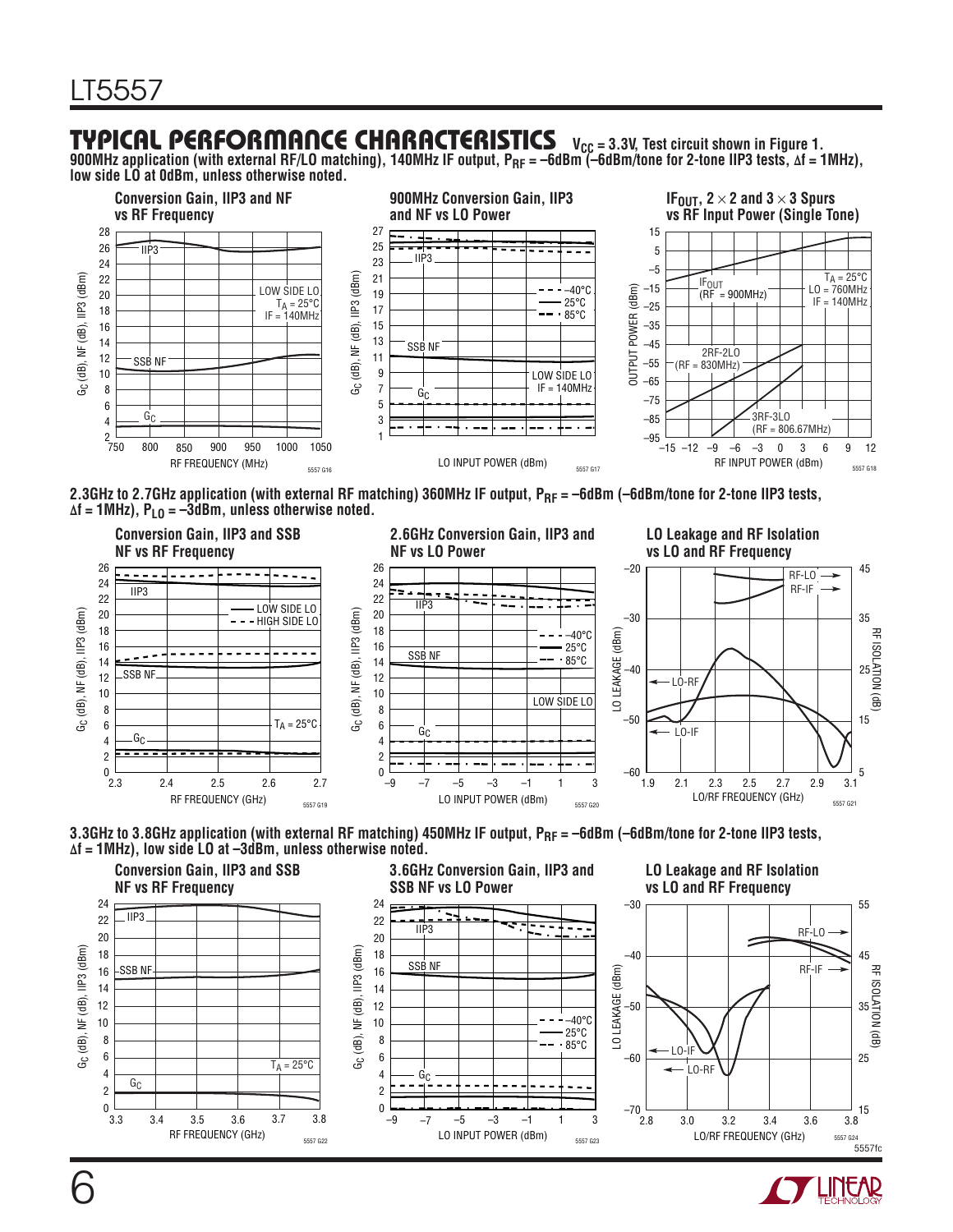## TYPICAL PERFORMANCE CHARACTERISTICS

$V_{CC}$ = 3.3V, Test circuit shown in Figure 1.

**900MHz application (with external RF/LO matching), 140MHz IF output, $P_{RF}$ = –6dBm (–6dBm/tone for 2-tone IIP3 tests, Δf = 1MHz), low side LO at 0dBm, unless noted otherwise.**

**Conversion Gain, IIP3 and NF vs RF Frequency**

**900MHz Conversion Gain, IIP3 and NF vs LO Power**

**$IF_{OUT}$, 2 × 2 and 3 × 3 Spurs vs RF Input Power (Single Tone)**

**2.3GHz to 2.7GHz application (with external RF matching) 360MHz IF output, $P_{RF}$ = –6dBm (–6dBm/tone for 2-tone IIP3 tests, Δf = 1MHz), $P_{LO}$ = –3dBm, unless otherwise noted.**

**Conversion Gain, IIP3 and SSB NF vs RF Frequency**

**2.6GHz Conversion Gain, IIP3 and NF vs LO Power**

**LO Leakage and RF Isolation vs LO and RF Frequency**

**3.3GHz to 3.8GHz application (with external RF matching) 450MHz IF output, $P_{RF}$ = –6dBm (–6dBm/tone for 2-tone IIP3 tests, Δf = 1MHz), low side LO at –3dBm, unless otherwise noted.**

**Conversion Gain, IIP3 and SSB NF vs RF Frequency**

**3.6GHz Conversion Gain, IIP3 and SSB NF vs LO Power**

**LO Leakage and RF Isolation vs LO and RF Frequency**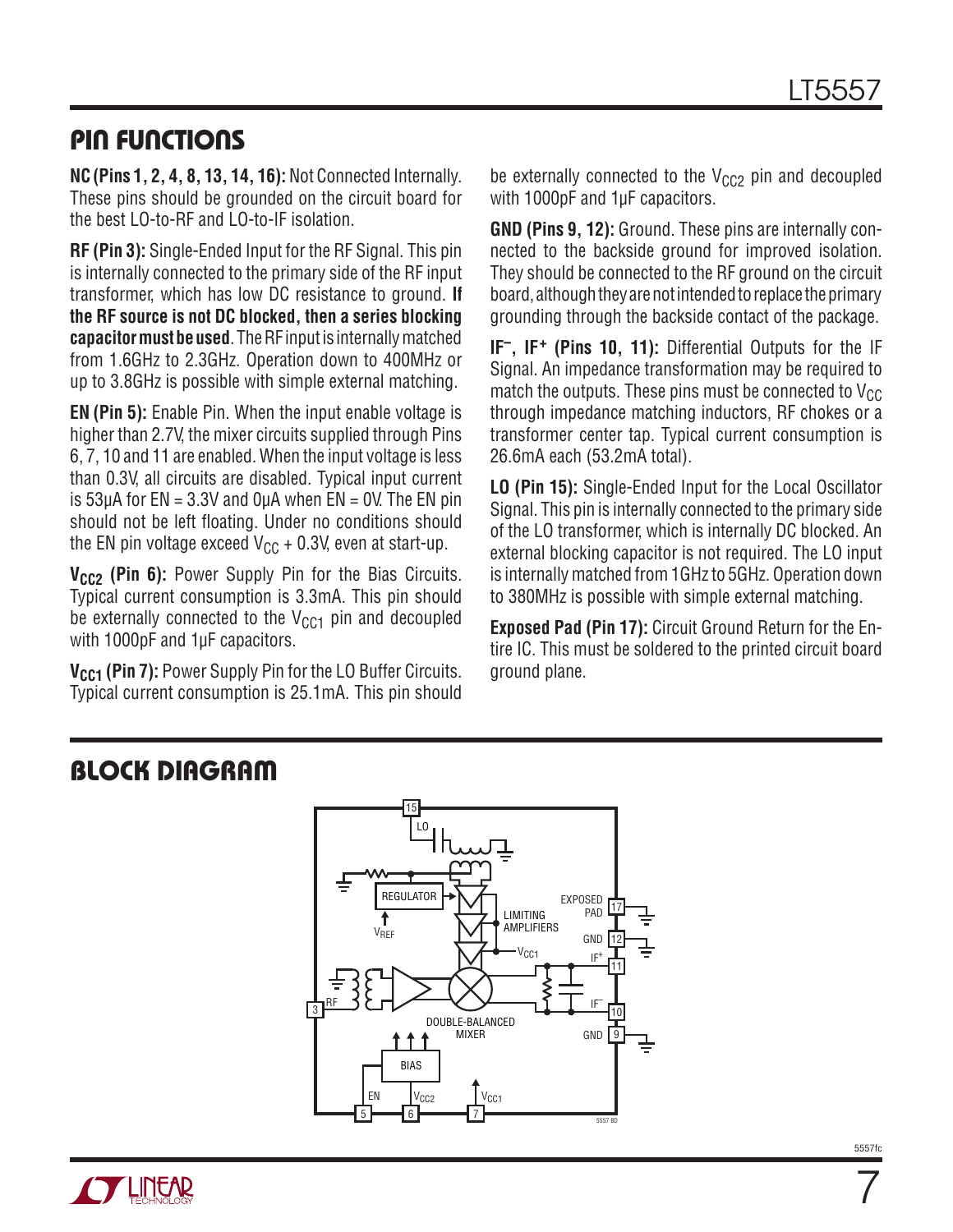## PIN FUNCTIONS

**NC (Pins 1, 2, 4, 8, 13, 14, 16):** Not Connected Internally. These pins should be grounded on the circuit board for the best LO-to-RF and LO-to-IF isolation.

**RF (Pin 3):** Single-Ended Input for the RF Signal. This pin is internally connected to the primary side of the RF input transformer, which has low DC resistance to ground. **If the RF source is not DC blocked, then a series blocking capacitor must be used**. The RF input is internally matched from 1.6GHz to 2.3GHz. Operation down to 400MHz or up to 3.8GHz is possible with simple external matching.

**EN (Pin 5):** Enable Pin. When the input enable voltage is higher than 2.7V, the mixer circuits supplied through Pins 6, 7, 10 and 11 are enabled. When the input voltage is less than 0.3V, all circuits are disabled. Typical input current is 53µA for EN = 3.3V and 0µA when EN = 0V. The EN pin should not be left floating. Under no conditions should the EN pin voltage exceed $V_{CC}$ + 0.3V, even at start-up.

**$V_{CC2}$ (Pin 6):** Power Supply Pin for the Bias Circuits. Typical current consumption is 3.3mA. This pin should be externally connected to the $V_{CC1}$ pin and decoupled with 1000pF and 1µF capacitors.

**$V_{CC1}$ (Pin 7):** Power Supply Pin for the LO Buffer Circuits. Typical current consumption is 25.1mA. This pin should be externally connected to the $V_{CC2}$ pin and decoupled with 1000pF and 1µF capacitors.

**GND (Pins 9, 12):** Ground. These pins are internally connected to the backside ground for improved isolation. They should be connected to the RF ground on the circuit board, although they are not intended to replace the primary grounding through the backside contact of the package.

**$IF^-$, $IF^+$ (Pins 10, 11):** Differential Outputs for the IF Signal. An impedance transformation may be required to match the outputs. These pins must be connected to $V_{CC}$ through impedance matching inductors, RF chokes or a transformer center tap. Typical current consumption is 26.6mA each (53.2mA total).

**LO (Pin 15):** Single-Ended Input for the Local Oscillator Signal. This pin is internally connected to the primary side of the LO transformer, which is internally DC blocked. An external blocking capacitor is not required. The LO input is internally matched from 1GHz to 5GHz. Operation down to 380MHz is possible with simple external matching.

**Exposed Pad (Pin 17):** Circuit Ground Return for the Entire IC. This must be soldered to the printed circuit board ground plane.

## BLOCK DIAGRAM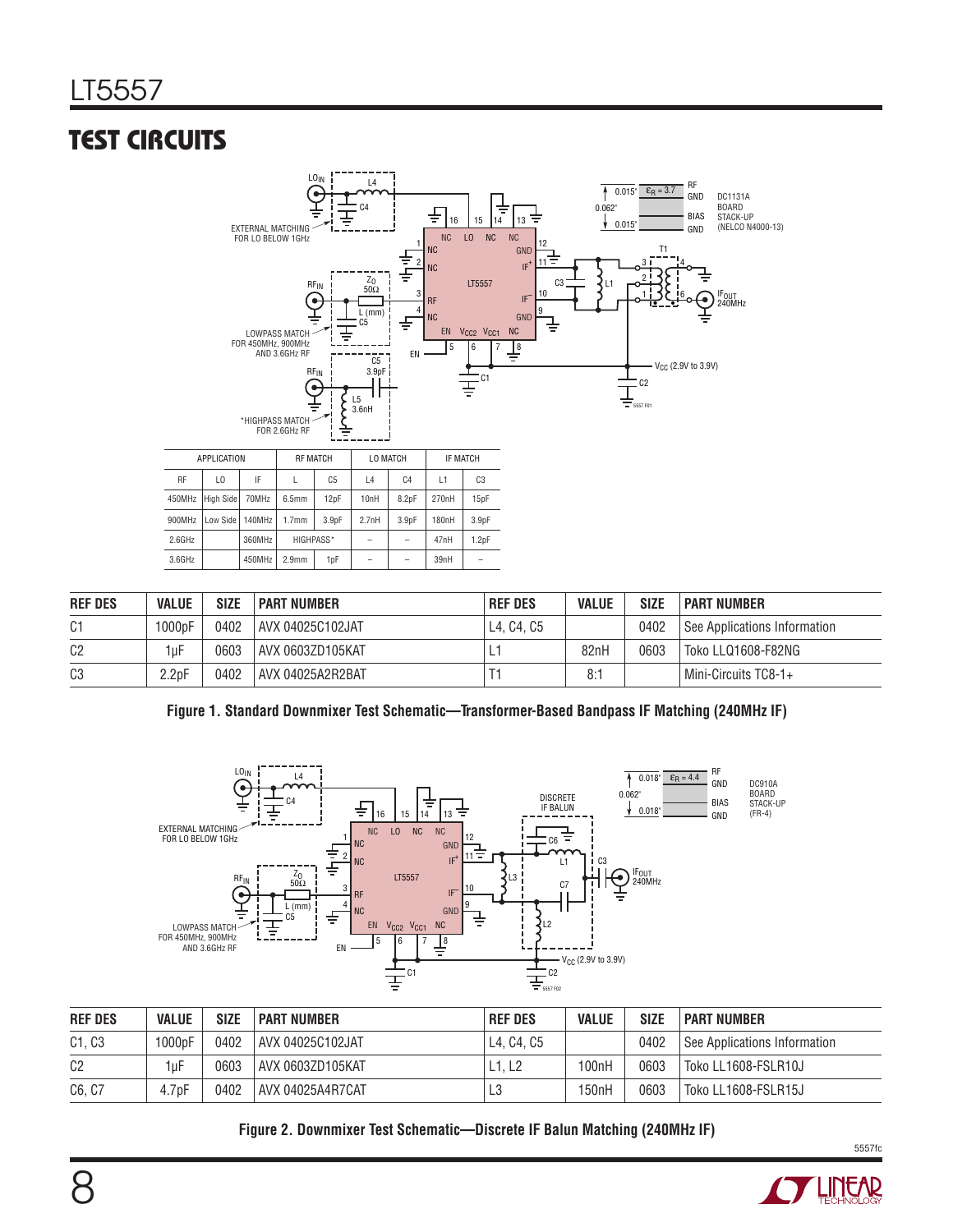## TEST CIRCUITS

| APPLICATION | | | RF MATCH | | LO MATCH | | IF MATCH | |
|---|---|---|---|---|---|---|---|---|
| RF | LO | IF | L | C5 | L4 | C4 | L1 | C3 |
| 450MHz | High Side | 70MHz | 6.5mm | 12pF | 10nH | 8.2pF | 270nH | 15pF |
| 900MHz | Low Side | 140MHz | 1.7mm | 3.9pF | 2.7nH | 3.9pF | 180nH | 3.9pF |
| 2.6GHz | | 360MHz | HIGHPASS* | | – | – | 47nH | 1.2pF |
| 3.6GHz | | 450MHz | 2.9mm | 1pF | – | – | 39nH | – |

| REF DES | VALUE | SIZE | PART NUMBER | REF DES | VALUE | SIZE | PART NUMBER |
|---|---|---|---|---|---|---|---|
| C1 | 1000pF | 0402 | AVX 04025C102JAT | L4, C4, C5 | | 0402 | See Applications Information |
| C2 | 1µF | 0603 | AVX 0603ZD105KAT | L1 | 82nH | 0603 | Toko LLQ1608-F82NG |
| C3 | 2.2pF | 0402 | AVX 04025A2R2BAT | T1 | 8:1 | | Mini-Circuits TC8-1+ |

**Figure 1. Standard Downmixer Test Schematic—Transformer-Based Bandpass IF Matching (240MHz IF)**

| REF DES | VALUE | SIZE | PART NUMBER | REF DES | VALUE | SIZE | PART NUMBER |
|---|---|---|---|---|---|---|---|
| C1, C3 | 1000pF | 0402 | AVX 04025C102JAT | L4, C4, C5 | | 0402 | See Applications Information |
| C2 | 1µF | 0603 | AVX 0603ZD105KAT | L1, L2 | 100nH | 0603 | Toko LL1608-FSLR10J |
| C6, C7 | 4.7pF | 0402 | AVX 04025A4R7CAT | L3 | 150nH | 0603 | Toko LL1608-FSLR15J |

**Figure 2. Downmixer Test Schematic—Discrete IF Balun Matching (240MHz IF)**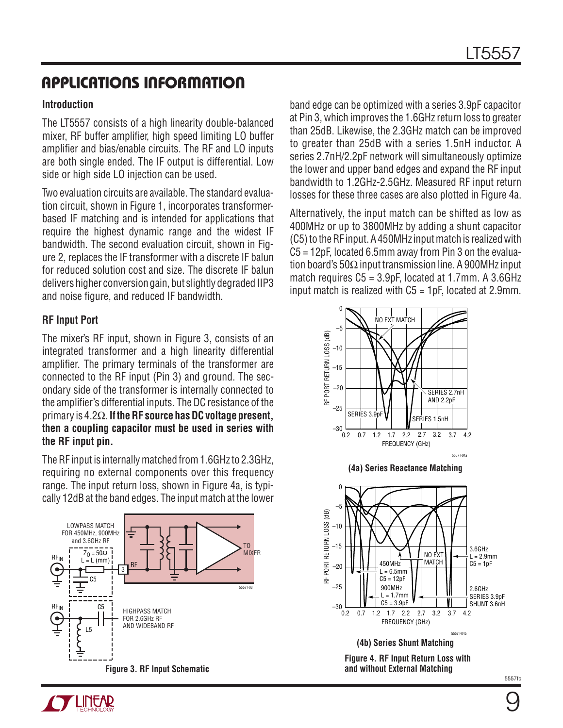## APPLICATIONS INFORMATION

### Introduction

The LT5557 consists of a high linearity double-balanced mixer, RF buffer amplifier, high speed limiting LO buffer amplifier and bias/enable circuits. The RF and LO inputs are both single ended. The IF output is differential. Low side or high side LO injection can be used.

Two evaluation circuits are available. The standard evaluation circuit, shown in Figure 1, incorporates transformer-based IF matching and is intended for applications that require the highest dynamic range and the widest IF bandwidth. The second evaluation circuit, shown in Figure 2, replaces the IF transformer with a discrete IF balun for reduced solution cost and size. The discrete IF balun delivers higher conversion gain, but slightly degraded IIP3 and noise figure, and reduced IF bandwidth.

### RF Input Port

The mixer's RF input, shown in Figure 3, consists of an integrated transformer and a high linearity differential amplifier. The primary terminals of the transformer are connected to the RF input (Pin 3) and ground. The secondary side of the transformer is internally connected to the amplifier's differential inputs. The DC resistance of the primary is 4.2Ω. **If the RF source has DC voltage present, then a coupling capacitor must be used in series with the RF input pin.**

The RF input is internally matched from 1.6GHz to 2.3GHz, requiring no external components over this frequency range. The input return loss, shown in Figure 4a, is typically 12dB at the band edges. The input match at the lower band edge can be optimized with a series 3.9pF capacitor at Pin 3, which improves the 1.6GHz return loss to greater than 25dB. Likewise, the 2.3GHz match can be improved to greater than 25dB with a series 1.5nH inductor. A series 2.7nH/2.2pF network will simultaneously optimize the lower and upper band edges and expand the RF input bandwidth to 1.2GHz-2.5GHz. Measured RF input return losses for these three cases are also plotted in Figure 4a.

Alternatively, the input match can be shifted as low as 400MHz or up to 3800MHz by adding a shunt capacitor (C5) to the RF input. A 450MHz input match is realized with C5 = 12pF, located 6.5mm away from Pin 3 on the evaluation board's 50Ω input transmission line. A 900MHz input match requires C5 = 3.9pF, located at 1.7mm. A 3.6GHz input match is realized with C5 = 1pF, located at 2.9mm.

Figure 3. RF Input Schematic

(4a) Series Reactance Matching

(4b) Series Shunt Matching

Figure 4. RF Input Return Loss with and without External Matching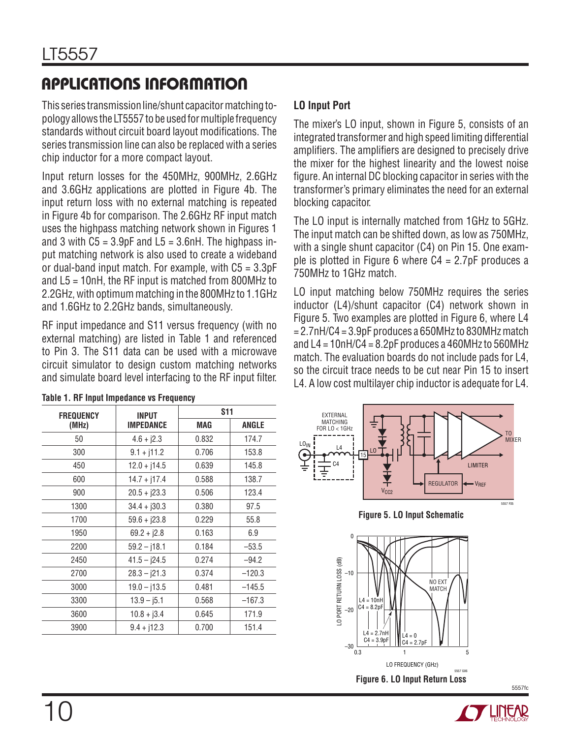## APPLICATIONS INFORMATION

This series transmission line/shunt capacitor matching topology allows the LT5557 to be used for multiple frequency standards without circuit board layout modifications. The series transmission line can also be replaced with a series chip inductor for a more compact layout.

Input return losses for the 450MHz, 900MHz, 2.6GHz and 3.6GHz applications are plotted in Figure 4b. The input return loss with no external matching is repeated in Figure 4b for comparison. The 2.6GHz RF input match uses the highpass matching network shown in Figures 1 and 3 with C5 = 3.9pF and L5 = 3.6nH. The highpass input matching network is also used to create a wideband or dual-band input match. For example, with C5 = 3.3pF and L5 = 10nH, the RF input is matched from 800MHz to 2.2GHz, with optimum matching in the 800MHz to 1.1GHz and 1.6GHz to 2.2GHz bands, simultaneously.

RF input impedance and S11 versus frequency (with no external matching) are listed in Table 1 and referenced to Pin 3. The S11 data can be used with a microwave circuit simulator to design custom matching networks and simulate board level interfacing to the RF input filter.

**Table 1. RF Input Impedance vs Frequency**

| FREQUENCY (MHz) | INPUT IMPEDANCE | S11 | |
|---|---|---|---|
| | | MAG | ANGLE |
| 50 | 4.6 + j2.3 | 0.832 | 174.7 |
| 300 | 9.1 + j11.2 | 0.706 | 153.8 |
| 450 | 12.0 + j14.5 | 0.639 | 145.8 |
| 600 | 14.7 + j17.4 | 0.588 | 138.7 |
| 900 | 20.5 + j23.3 | 0.506 | 123.4 |
| 1300 | 34.4 + j30.3 | 0.380 | 97.5 |
| 1700 | 59.6 + j23.8 | 0.229 | 55.8 |
| 1950 | 69.2 + j2.8 | 0.163 | 6.9 |
| 2200 | 59.2 – j18.1 | 0.184 | –53.5 |
| 2450 | 41.5 – j24.5 | 0.274 | –94.2 |
| 2700 | 28.3 – j21.3 | 0.374 | –120.3 |
| 3000 | 19.0 – j13.5 | 0.481 | –145.5 |
| 3300 | 13.9 – j5.1 | 0.568 | –167.3 |
| 3600 | 10.8 + j3.4 | 0.645 | 171.9 |
| 3900 | 9.4 + j12.3 | 0.700 | 151.4 |

### LO Input Port

The mixer's LO input, shown in Figure 5, consists of an integrated transformer and high speed limiting differential amplifiers. The amplifiers are designed to precisely drive the mixer for the highest linearity and the lowest noise figure. An internal DC blocking capacitor in series with the transformer's primary eliminates the need for an external blocking capacitor.

The LO input is internally matched from 1GHz to 5GHz. The input match can be shifted down, as low as 750MHz, with a single shunt capacitor (C4) on Pin 15. One example is plotted in Figure 6 where C4 = 2.7pF produces a 750MHz to 1GHz match.

LO input matching below 750MHz requires the series inductor (L4)/shunt capacitor (C4) network shown in Figure 5. Two examples are plotted in Figure 6, where L4 = 2.7nH/C4 = 3.9pF produces a 650MHz to 830MHz match and L4 = 10nH/C4 = 8.2pF produces a 460MHz to 560MHz match. The evaluation boards do not include pads for L4, so the circuit trace needs to be cut near Pin 15 to insert L4. A low cost multilayer chip inductor is adequate for L4.

**Figure 5. LO Input Schematic**

**Figure 6. LO Input Return Loss**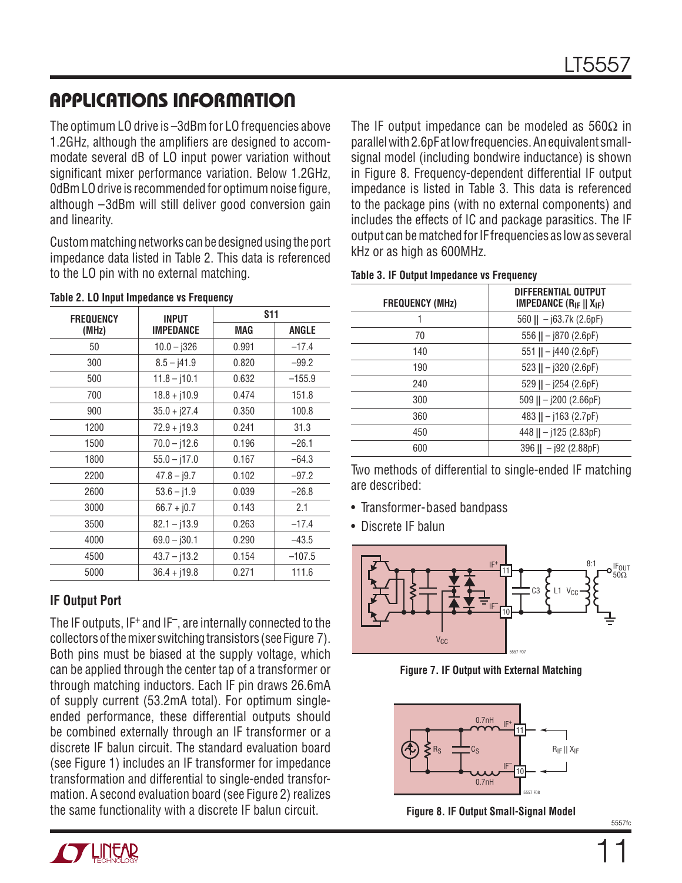## APPLICATIONS INFORMATION

The optimum LO drive is –3dBm for LO frequencies above 1.2GHz, although the amplifiers are designed to accommodate several dB of LO input power variation without significant mixer performance variation. Below 1.2GHz, 0dBm LO drive is recommended for optimum noise figure, although –3dBm will still deliver good conversion gain and linearity.

Custom matching networks can be designed using the port impedance data listed in Table 2. This data is referenced to the LO pin with no external matching.

**Table 2. LO Input Impedance vs Frequency**

| FREQUENCY (MHz) | INPUT IMPEDANCE | S11 | |
|---|---|---|---|
| | | MAG | ANGLE |
| 50 | 10.0 – j326 | 0.991 | –17.4 |
| 300 | 8.5 – j41.9 | 0.820 | –99.2 |
| 500 | 11.8 – j10.1 | 0.632 | –155.9 |
| 700 | 18.8 + j10.9 | 0.474 | 151.8 |
| 900 | 35.0 + j27.4 | 0.350 | 100.8 |
| 1200 | 72.9 + j19.3 | 0.241 | 31.3 |
| 1500 | 70.0 – j12.6 | 0.196 | –26.1 |
| 1800 | 55.0 – j17.0 | 0.167 | –64.3 |
| 2200 | 47.8 – j9.7 | 0.102 | –97.2 |
| 2600 | 53.6 – j1.9 | 0.039 | –26.8 |
| 3000 | 66.7 + j0.7 | 0.143 | 2.1 |
| 3500 | 82.1 – j13.9 | 0.263 | –17.4 |
| 4000 | 69.0 – j30.1 | 0.290 | –43.5 |
| 4500 | 43.7 – j13.2 | 0.154 | –107.5 |
| 5000 | 36.4 + j19.8 | 0.271 | 111.6 |

### IF Output Port

The IF outputs, IF+ and IF–, are internally connected to the collectors of the mixer switching transistors (see Figure 7). Both pins must be biased at the supply voltage, which can be applied through the center tap of a transformer or through matching inductors. Each IF pin draws 26.6mA of supply current (53.2mA total). For optimum single-ended performance, these differential outputs should be combined externally through an IF transformer or a discrete IF balun circuit. The standard evaluation board (see Figure 1) includes an IF transformer for impedance transformation and differential to single-ended transformation. A second evaluation board (see Figure 2) realizes the same functionality with a discrete IF balun circuit.

The IF output impedance can be modeled as 560Ω in parallel with 2.6pF at low frequencies. An equivalent small-signal model (including bondwire inductance) is shown in Figure 8. Frequency-dependent differential IF output impedance is listed in Table 3. This data is referenced to the package pins (with no external components) and includes the effects of IC and package parasitics. The IF output can be matched for IF frequencies as low as several kHz or as high as 600MHz.

**Table 3. IF Output Impedance vs Frequency**

| FREQUENCY (MHz) | DIFFERENTIAL OUTPUT IMPEDANCE ($R_{IF}$ \|\| $X_{IF}$) |
|---|---|
| 1 | 560 \|\| – j63.7k (2.6pF) |
| 70 | 556 \|\| – j870 (2.6pF) |
| 140 | 551 \|\| – j440 (2.6pF) |
| 190 | 523 \|\| – j320 (2.6pF) |
| 240 | 529 \|\| – j254 (2.6pF) |
| 300 | 509 \|\| – j200 (2.66pF) |
| 360 | 483 \|\| – j163 (2.7pF) |
| 450 | 448 \|\| – j125 (2.83pF) |
| 600 | 396 \|\| – j92 (2.88pF) |

Two methods of differential to single-ended IF matching are described:

- Transformer-based bandpass
- Discrete IF balun

Figure 7. IF Output with External Matching

Figure 8. IF Output Small-Signal Model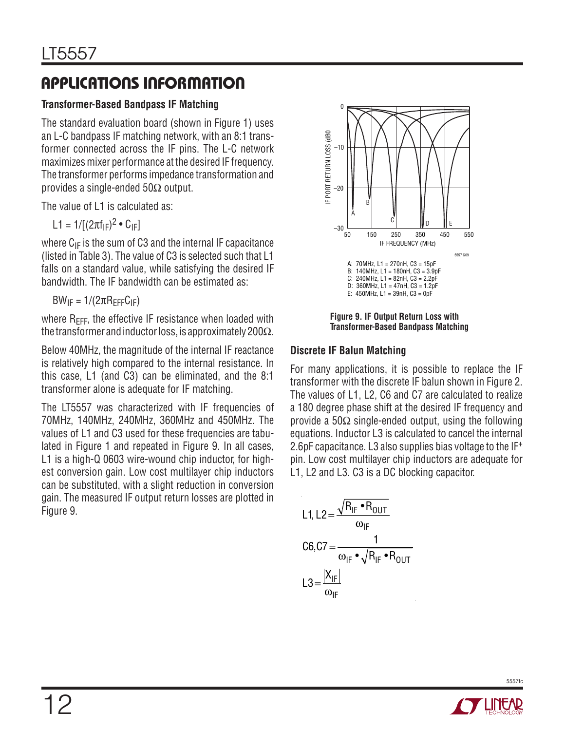## APPLICATIONS INFORMATION

### Transformer-Based Bandpass IF Matching

The standard evaluation board (shown in Figure 1) uses an L-C bandpass IF matching network, with an 8:1 transformer connected across the IF pins. The L-C network maximizes mixer performance at the desired IF frequency. The transformer performs impedance transformation and provides a single-ended 50Ω output.

The value of L1 is calculated as:

$$L1 = 1/[(2\pi f_{IF})^2 \bullet C_{IF}]$$

where $C_{IF}$ is the sum of C3 and the internal IF capacitance (listed in Table 3). The value of C3 is selected such that L1 falls on a standard value, while satisfying the desired IF bandwidth. The IF bandwidth can be estimated as:

$$BW_{IF} = 1/(2\pi R_{EFF} C_{IF})$$

where $R_{EFF}$, the effective IF resistance when loaded with the transformer and inductor loss, is approximately 200Ω.

Below 40MHz, the magnitude of the internal IF reactance is relatively high compared to the internal resistance. In this case, L1 (and C3) can be eliminated, and the 8:1 transformer alone is adequate for IF matching.

The LT5557 was characterized with IF frequencies of 70MHz, 140MHz, 240MHz, 360MHz and 450MHz. The values of L1 and C3 used for these frequencies are tabulated in Figure 1 and repeated in Figure 9. In all cases, L1 is a high-Q 0603 wire-wound chip inductor, for highest conversion gain. Low cost multilayer chip inductors can be substituted, with a slight reduction in conversion gain. The measured IF output return losses are plotted in Figure 9.

A: 70MHz, L1 = 270nH, C3 = 15pF
B: 140MHz, L1 = 180nH, C3 = 3.9pF
C: 240MHz, L1 = 82nH, C3 = 2.2pF
D: 360MHz, L1 = 47nH, C3 = 1.2pF
E: 450MHz, L1 = 39nH, C3 = 0pF

**Figure 9. IF Output Return Loss with Transformer-Based Bandpass Matching**

### Discrete IF Balun Matching

For many applications, it is possible to replace the IF transformer with the discrete IF balun shown in Figure 2. The values of L1, L2, C6 and C7 are calculated to realize a 180 degree phase shift at the desired IF frequency and provide a 50Ω single-ended output, using the following equations. Inductor L3 is calculated to cancel the internal 2.6pF capacitance. L3 also supplies bias voltage to the IF+ pin. Low cost multilayer chip inductors are adequate for L1, L2 and L3. C3 is a DC blocking capacitor.

$$L1, L2 = \frac{\sqrt{R_{IF} \bullet R_{OUT}}}{\omega_{IF}}$$

$$C6, C7 = \frac{1}{\omega_{IF} \bullet \sqrt{R_{IF} \bullet R_{OUT}}}$$

$$L3 = \frac{|X_{IF}|}{\omega_{IF}}$$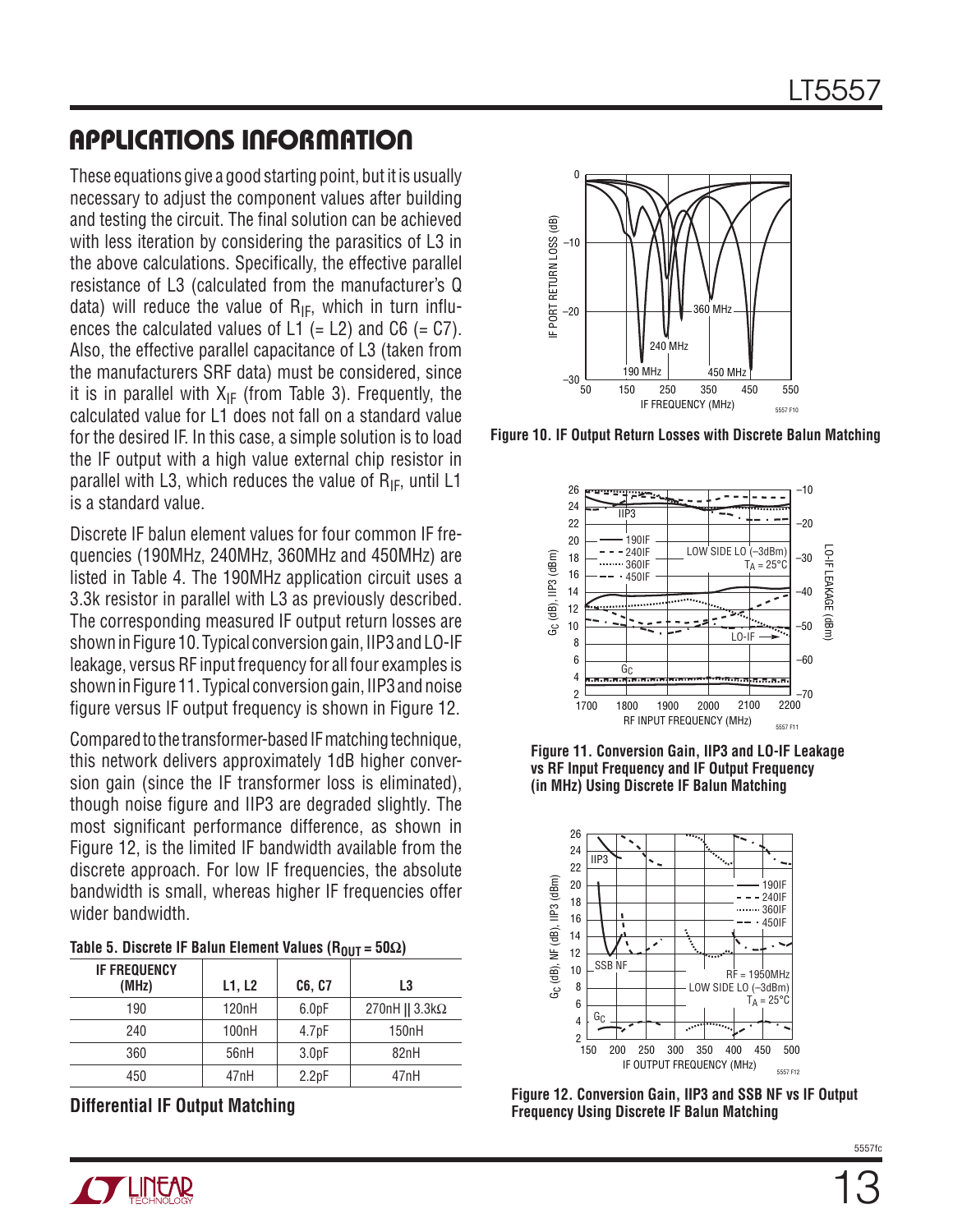## APPLICATIONS INFORMATION

These equations give a good starting point, but it is usually necessary to adjust the component values after building and testing the circuit. The final solution can be achieved with less iteration by considering the parasitics of L3 in the above calculations. Specifically, the effective parallel resistance of L3 (calculated from the manufacturer's Q data) will reduce the value of $R_{IF}$, which in turn influences the calculated values of L1 (= L2) and C6 (= C7). Also, the effective parallel capacitance of L3 (taken from the manufacturers SRF data) must be considered, since it is in parallel with $X_{IF}$ (from Table 3). Frequently, the calculated value for L1 does not fall on a standard value for the desired IF. In this case, a simple solution is to load the IF output with a high value external chip resistor in parallel with L3, which reduces the value of $R_{IF}$, until L1 is a standard value.

Discrete IF balun element values for four common IF frequencies (190MHz, 240MHz, 360MHz and 450MHz) are listed in Table 4. The 190MHz application circuit uses a 3.3k resistor in parallel with L3 as previously described. The corresponding measured IF output return losses are shown in Figure 10. Typical conversion gain, IIP3 and LO-IF leakage, versus RF input frequency for all four examples is shown in Figure 11. Typical conversion gain, IIP3 and noise figure versus IF output frequency is shown in Figure 12.

Compared to the transformer-based IF matching technique, this network delivers approximately 1dB higher conversion gain (since the IF transformer loss is eliminated), though noise figure and IIP3 are degraded slightly. The most significant performance difference, as shown in Figure 12, is the limited IF bandwidth available from the discrete approach. For low IF frequencies, the absolute bandwidth is small, whereas higher IF frequencies offer wider bandwidth.

**Table 5. Discrete IF Balun Element Values ($R_{OUT}$ = 50Ω)**

| IF FREQUENCY (MHz) | L1, L2 | C6, C7 | L3 |
|---|---|---|---|
| 190 | 120nH | 6.0pF | 270nH \|\| 3.3kΩ |
| 240 | 100nH | 4.7pF | 150nH |
| 360 | 56nH | 3.0pF | 82nH |
| 450 | 47nH | 2.2pF | 47nH |

### Differential IF Output Matching

**Figure 10. IF Output Return Losses with Discrete Balun Matching**

**Figure 11. Conversion Gain, IIP3 and LO-IF Leakage vs RF Input Frequency and IF Output Frequency (in MHz) Using Discrete IF Balun Matching**

**Figure 12. Conversion Gain, IIP3 and SSB NF vs IF Output Frequency Using Discrete IF Balun Matching**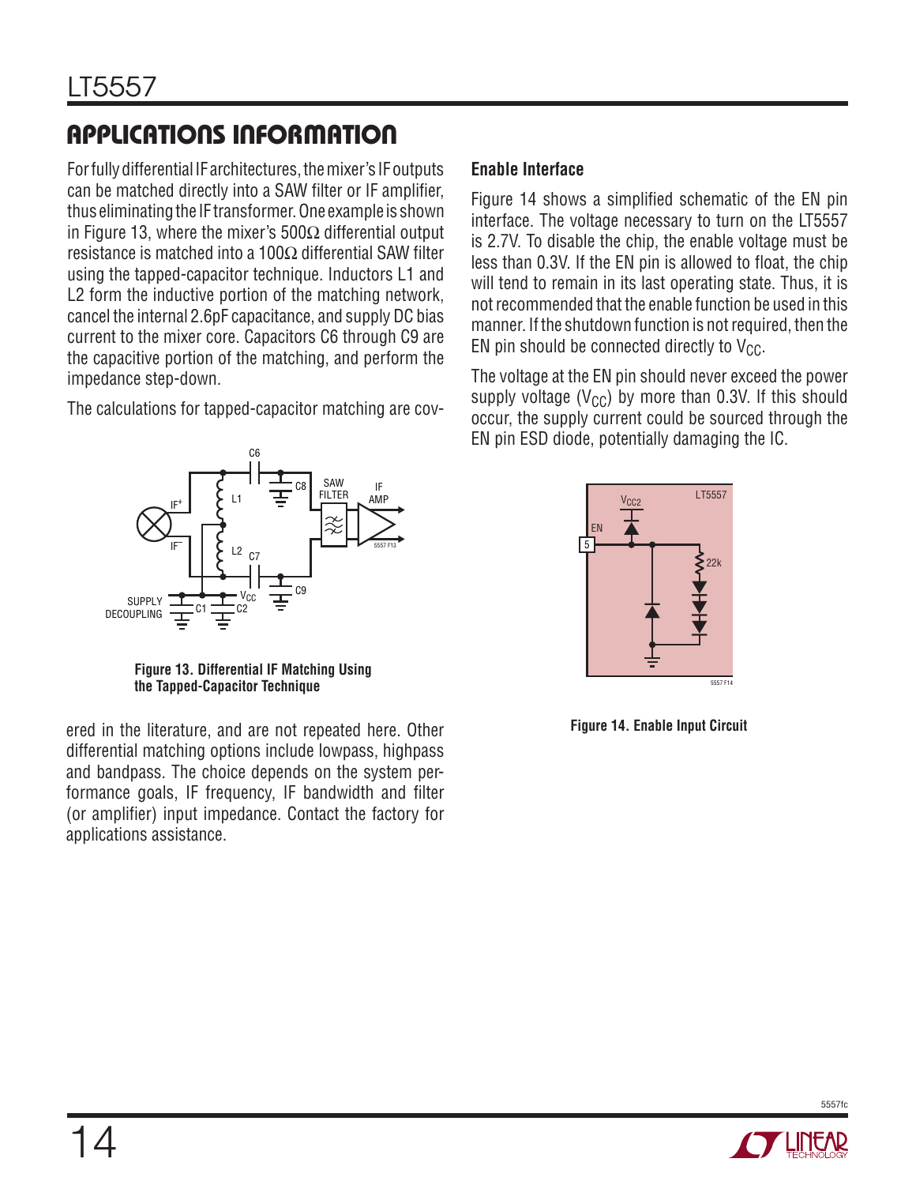## APPLICATIONS INFORMATION

For fully differential IF architectures, the mixer's IF outputs can be matched directly into a SAW filter or IF amplifier, thus eliminating the IF transformer. One example is shown in Figure 13, where the mixer's 500Ω differential output resistance is matched into a 100Ω differential SAW filter using the tapped-capacitor technique. Inductors L1 and L2 form the inductive portion of the matching network, cancel the internal 2.6pF capacitance, and supply DC bias current to the mixer core. Capacitors C6 through C9 are the capacitive portion of the matching, and perform the impedance step-down.

The calculations for tapped-capacitor matching are covered in the literature, and are not repeated here. Other differential matching options include lowpass, highpass and bandpass. The choice depends on the system performance goals, IF frequency, IF bandwidth and filter (or amplifier) input impedance. Contact the factory for applications assistance.

**Figure 13. Differential IF Matching Using the Tapped-Capacitor Technique**

### Enable Interface

Figure 14 shows a simplified schematic of the EN pin interface. The voltage necessary to turn on the LT5557 is 2.7V. To disable the chip, the enable voltage must be less than 0.3V. If the EN pin is allowed to float, the chip will tend to remain in its last operating state. Thus, it is not recommended that the enable function be used in this manner. If the shutdown function is not required, then the EN pin should be connected directly to $V_{CC}$.

The voltage at the EN pin should never exceed the power supply voltage ($V_{CC}$) by more than 0.3V. If this should occur, the supply current could be sourced through the EN pin ESD diode, potentially damaging the IC.

**Figure 14. Enable Input Circuit**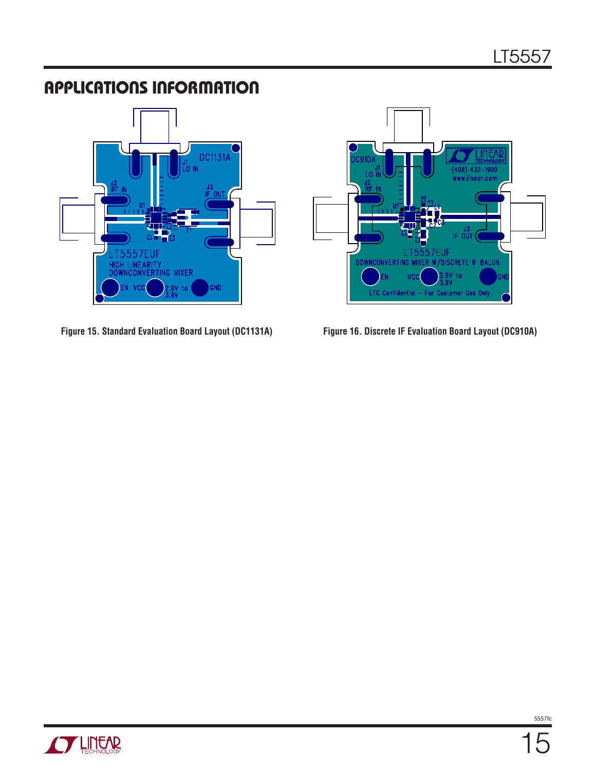## APPLICATIONS INFORMATION

Figure 15. Standard Evaluation Board Layout (DC1131A)

Figure 16. Discrete IF Evaluation Board Layout (DC910A)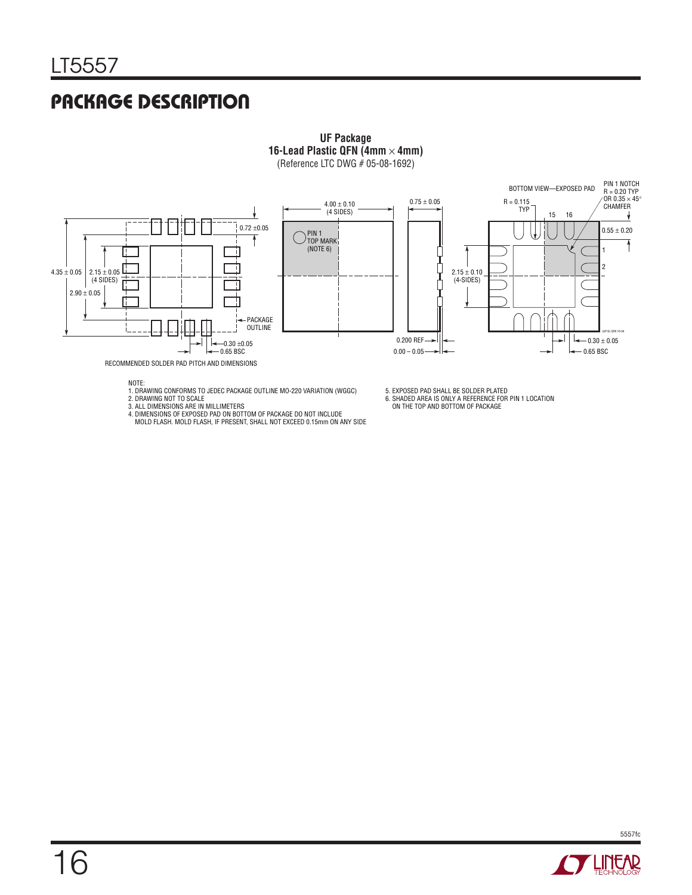## PACKAGE DESCRIPTION

**UF Package**
**16-Lead Plastic QFN (4mm × 4mm)**
(Reference LTC DWG # 05-08-1692)

RECOMMENDED SOLDER PAD PITCH AND DIMENSIONS

NOTE:
1. DRAWING CONFORMS TO JEDEC PACKAGE OUTLINE MO-220 VARIATION (WGGC)
2. DRAWING NOT TO SCALE
3. ALL DIMENSIONS ARE IN MILLIMETERS
4. DIMENSIONS OF EXPOSED PAD ON BOTTOM OF PACKAGE DO NOT INCLUDE MOLD FLASH. MOLD FLASH, IF PRESENT, SHALL NOT EXCEED 0.15mm ON ANY SIDE
5. EXPOSED PAD SHALL BE SOLDER PLATED
6. SHADED AREA IS ONLY A REFERENCE FOR PIN 1 LOCATION ON THE TOP AND BOTTOM OF PACKAGE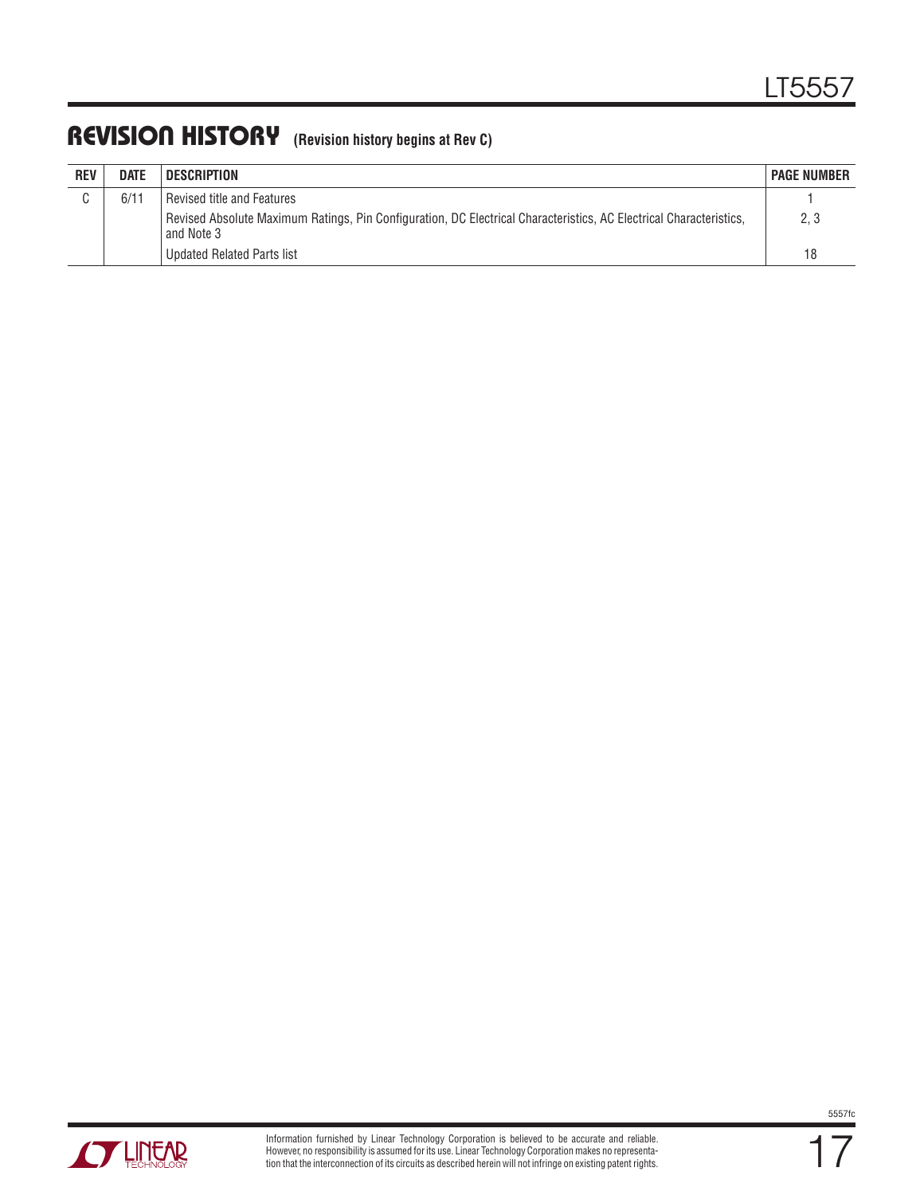## REVISION HISTORY (Revision history begins at Rev C)

| REV | DATE | DESCRIPTION | PAGE NUMBER |
|---|---|---|---|
| C | 6/11 | Revised title and Features | 1 |
| | | Revised Absolute Maximum Ratings, Pin Configuration, DC Electrical Characteristics, AC Electrical Characteristics, and Note 3 | 2, 3 |
| | | Updated Related Parts list | 18 |

Information furnished by Linear Technology Corporation is believed to be accurate and reliable. However, no responsibility is assumed for its use. Linear Technology Corporation makes no representation that the interconnection of its circuits as described herein will not infringe on existing patent rights.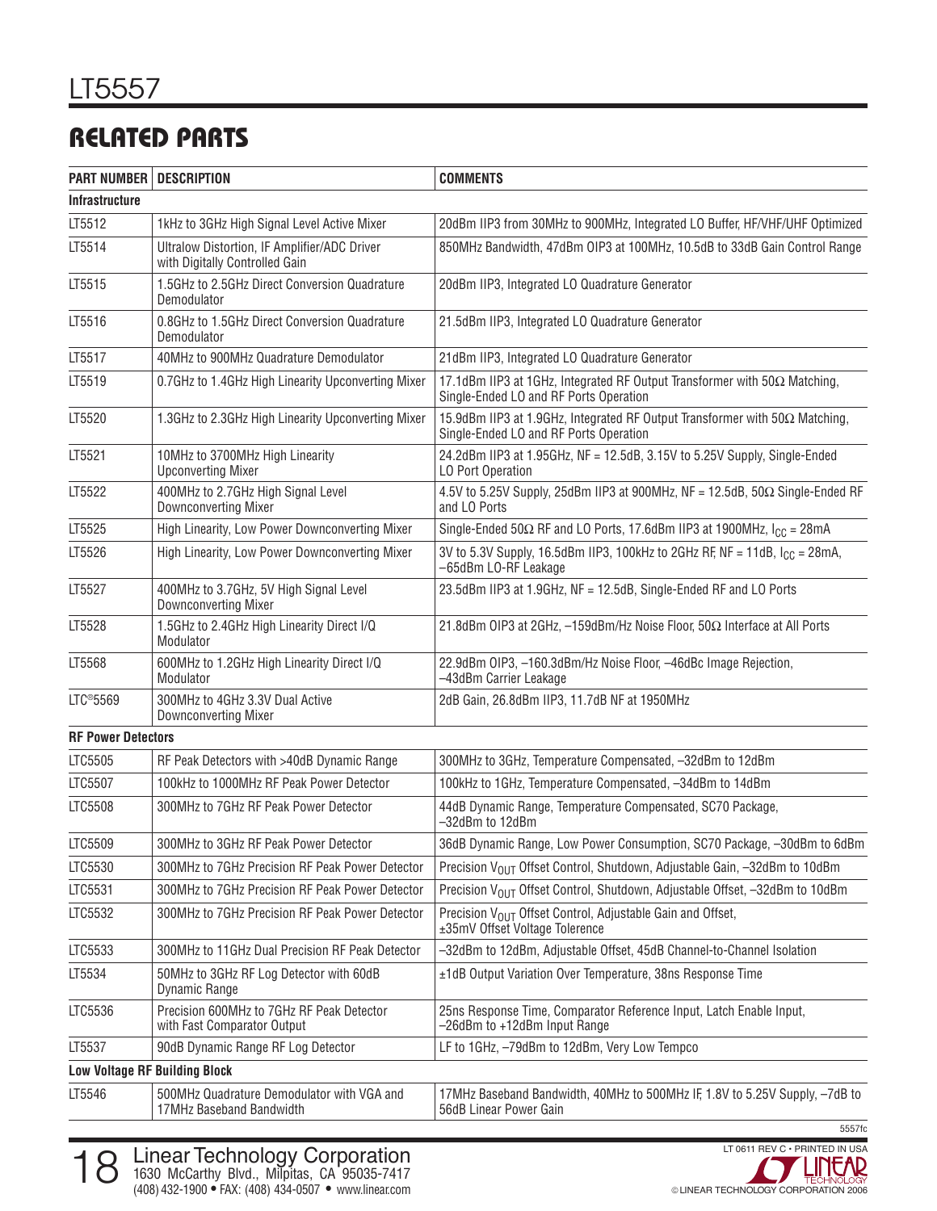## RELATED PARTS

| PART NUMBER | DESCRIPTION | COMMENTS |
|---|---|---|
| **Infrastructure** | | |
| LT5512 | 1kHz to 3GHz High Signal Level Active Mixer | 20dBm IIP3 from 30MHz to 900MHz, Integrated LO Buffer, HF/VHF/UHF Optimized |
| LT5514 | Ultralow Distortion, IF Amplifier/ADC Driver with Digitally Controlled Gain | 850MHz Bandwidth, 47dBm OIP3 at 100MHz, 10.5dB to 33dB Gain Control Range |
| LT5515 | 1.5GHz to 2.5GHz Direct Conversion Quadrature Demodulator | 20dBm IIP3, Integrated LO Quadrature Generator |
| LT5516 | 0.8GHz to 1.5GHz Direct Conversion Quadrature Demodulator | 21.5dBm IIP3, Integrated LO Quadrature Generator |
| LT5517 | 40MHz to 900MHz Quadrature Demodulator | 21dBm IIP3, Integrated LO Quadrature Generator |
| LT5519 | 0.7GHz to 1.4GHz High Linearity Upconverting Mixer | 17.1dBm IIP3 at 1GHz, Integrated RF Output Transformer with 50Ω Matching, Single-Ended LO and RF Ports Operation |
| LT5520 | 1.3GHz to 2.3GHz High Linearity Upconverting Mixer | 15.9dBm IIP3 at 1.9GHz, Integrated RF Output Transformer with 50Ω Matching, Single-Ended LO and RF Ports Operation |
| LT5521 | 10MHz to 3700MHz High Linearity Upconverting Mixer | 24.2dBm IIP3 at 1.95GHz, NF = 12.5dB, 3.15V to 5.25V Supply, Single-Ended LO Port Operation |
| LT5522 | 400MHz to 2.7GHz High Signal Level Downconverting Mixer | 4.5V to 5.25V Supply, 25dBm IIP3 at 900MHz, NF = 12.5dB, 50Ω Single-Ended RF and LO Ports |
| LT5525 | High Linearity, Low Power Downconverting Mixer | Single-Ended 50Ω RF and LO Ports, 17.6dBm IIP3 at 1900MHz, $I_{CC}$ = 28mA |
| LT5526 | High Linearity, Low Power Downconverting Mixer | 3V to 5.3V Supply, 16.5dBm IIP3, 100kHz to 2GHz RF, NF = 11dB, $I_{CC}$ = 28mA, –65dBm LO-RF Leakage |
| LT5527 | 400MHz to 3.7GHz, 5V High Signal Level Downconverting Mixer | 23.5dBm IIP3 at 1.9GHz, NF = 12.5dB, Single-Ended RF and LO Ports |
| LT5528 | 1.5GHz to 2.4GHz High Linearity Direct I/Q Modulator | 21.8dBm OIP3 at 2GHz, –159dBm/Hz Noise Floor, 50Ω Interface at All Ports |
| LT5568 | 600MHz to 1.2GHz High Linearity Direct I/Q Modulator | 22.9dBm OIP3, –160.3dBm/Hz Noise Floor, –46dBc Image Rejection, –43dBm Carrier Leakage |
| LTC®5569 | 300MHz to 4GHz 3.3V Dual Active Downconverting Mixer | 2dB Gain, 26.8dBm IIP3, 11.7dB NF at 1950MHz |
| **RF Power Detectors** | | |
| LTC5505 | RF Peak Detectors with >40dB Dynamic Range | 300MHz to 3GHz, Temperature Compensated, –32dBm to 12dBm |
| LTC5507 | 100kHz to 1000MHz RF Peak Power Detector | 100kHz to 1GHz, Temperature Compensated, –34dBm to 14dBm |
| LTC5508 | 300MHz to 7GHz RF Peak Power Detector | 44dB Dynamic Range, Temperature Compensated, SC70 Package, –32dBm to 12dBm |
| LTC5509 | 300MHz to 3GHz RF Peak Power Detector | 36dB Dynamic Range, Low Power Consumption, SC70 Package, –30dBm to 6dBm |
| LTC5530 | 300MHz to 7GHz Precision RF Peak Power Detector | Precision $V_{OUT}$ Offset Control, Shutdown, Adjustable Gain, –32dBm to 10dBm |
| LTC5531 | 300MHz to 7GHz Precision RF Peak Power Detector | Precision $V_{OUT}$ Offset Control, Shutdown, Adjustable Offset, –32dBm to 10dBm |
| LTC5532 | 300MHz to 7GHz Precision RF Peak Power Detector | Precision $V_{OUT}$ Offset Control, Adjustable Gain and Offset, ±35mV Offset Voltage Tolerence |
| LTC5533 | 300MHz to 11GHz Dual Precision RF Peak Detector | –32dBm to 12dBm, Adjustable Offset, 45dB Channel-to-Channel Isolation |
| LT5534 | 50MHz to 3GHz RF Log Detector with 60dB Dynamic Range | ±1dB Output Variation Over Temperature, 38ns Response Time |
| LTC5536 | Precision 600MHz to 7GHz RF Peak Detector with Fast Comparator Output | 25ns Response Time, Comparator Reference Input, Latch Enable Input, –26dBm to +12dBm Input Range |
| LT5537 | 90dB Dynamic Range RF Log Detector | LF to 1GHz, –79dBm to 12dBm, Very Low Tempco |
| **Low Voltage RF Building Block** | | |
| LT5546 | 500MHz Quadrature Demodulator with VGA and 17MHz Baseband Bandwidth | 17MHz Baseband Bandwidth, 40MHz to 500MHz IF, 1.8V to 5.25V Supply, –7dB to 56dB Linear Power Gain |

Linear Technology Corporation
1630 McCarthy Blvd., Milpitas, CA 95035-7417
(408) 432-1900 • FAX: (408) 434-0507 • www.linear.com

LT 0611 REV C • PRINTED IN USA
© LINEAR TECHNOLOGY CORPORATION 2006